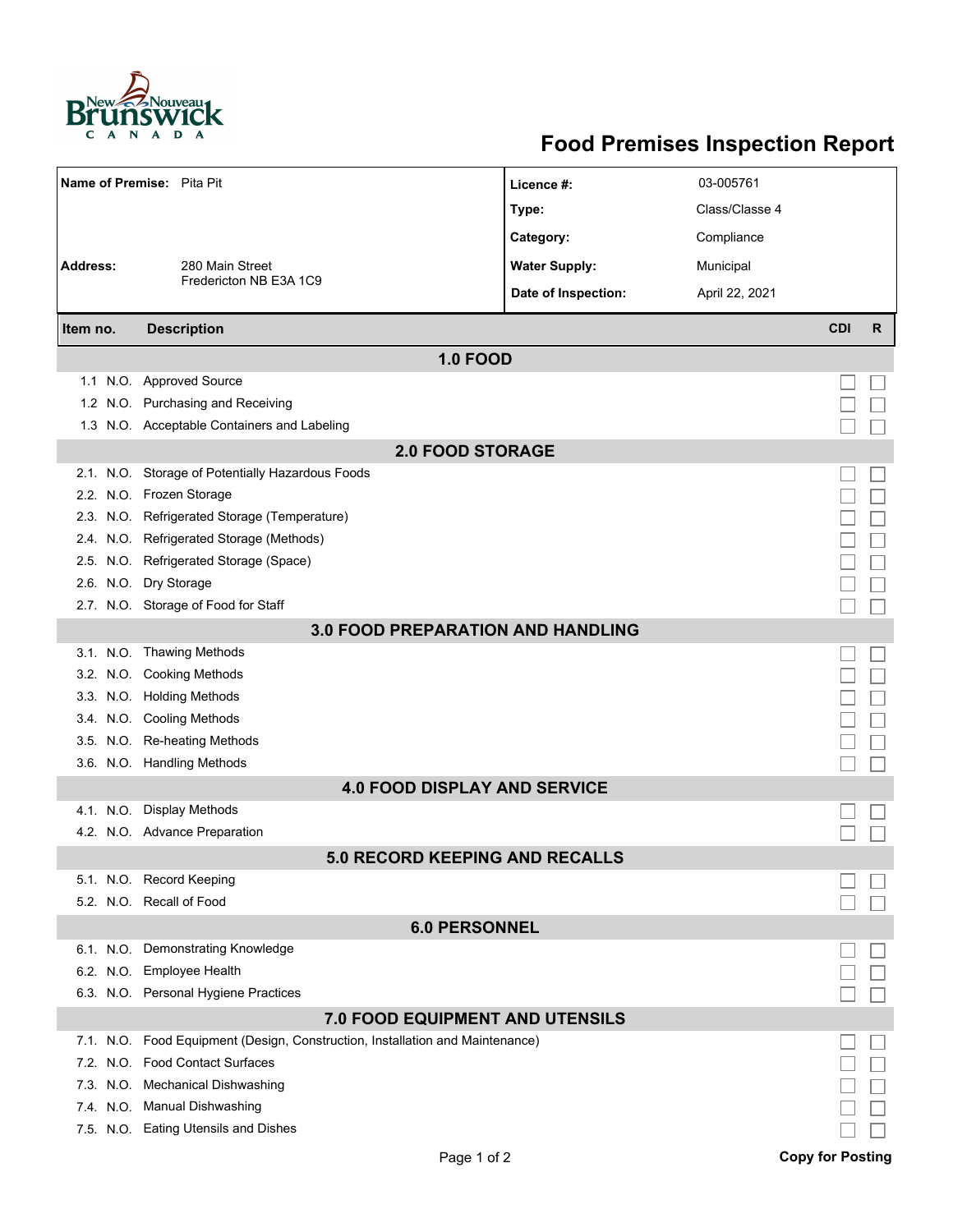# Food Premises Inspection Report

| | | | |
|---|---|---|---|
| **Name of Premise:** | Pita Pit | **Licence #:** | 03-005761 |
| | | **Type:** | Class/Classe 4 |
| | | **Category:** | Compliance |
| **Address:** | 280 Main Street<br>Fredericton NB E3A 1C9 | **Water Supply:** | Municipal |
| | | **Date of Inspection:** | April 22, 2021 |

| Item no. | | Description | CDI | R |
|---|---|---|---|---|
| **1.0 FOOD** | | | | |
| 1.1 | N.O. | Approved Source | ☐ | ☐ |
| 1.2 | N.O. | Purchasing and Receiving | ☐ | ☐ |
| 1.3 | N.O. | Acceptable Containers and Labeling | ☐ | ☐ |
| **2.0 FOOD STORAGE** | | | | |
| 2.1. | N.O. | Storage of Potentially Hazardous Foods | ☐ | ☐ |
| 2.2. | N.O. | Frozen Storage | ☐ | ☐ |
| 2.3. | N.O. | Refrigerated Storage (Temperature) | ☐ | ☐ |
| 2.4. | N.O. | Refrigerated Storage (Methods) | ☐ | ☐ |
| 2.5. | N.O. | Refrigerated Storage (Space) | ☐ | ☐ |
| 2.6. | N.O. | Dry Storage | ☐ | ☐ |
| 2.7. | N.O. | Storage of Food for Staff | ☐ | ☐ |
| **3.0 FOOD PREPARATION AND HANDLING** | | | | |
| 3.1. | N.O. | Thawing Methods | ☐ | ☐ |
| 3.2. | N.O. | Cooking Methods | ☐ | ☐ |
| 3.3. | N.O. | Holding Methods | ☐ | ☐ |
| 3.4. | N.O. | Cooling Methods | ☐ | ☐ |
| 3.5. | N.O. | Re-heating Methods | ☐ | ☐ |
| 3.6. | N.O. | Handling Methods | ☐ | ☐ |
| **4.0 FOOD DISPLAY AND SERVICE** | | | | |
| 4.1. | N.O. | Display Methods | ☐ | ☐ |
| 4.2. | N.O. | Advance Preparation | ☐ | ☐ |
| **5.0 RECORD KEEPING AND RECALLS** | | | | |
| 5.1. | N.O. | Record Keeping | ☐ | ☐ |
| 5.2. | N.O. | Recall of Food | ☐ | ☐ |
| **6.0 PERSONNEL** | | | | |
| 6.1. | N.O. | Demonstrating Knowledge | ☐ | ☐ |
| 6.2. | N.O. | Employee Health | ☐ | ☐ |
| 6.3. | N.O. | Personal Hygiene Practices | ☐ | ☐ |
| **7.0 FOOD EQUIPMENT AND UTENSILS** | | | | |
| 7.1. | N.O. | Food Equipment (Design, Construction, Installation and Maintenance) | ☐ | ☐ |
| 7.2. | N.O. | Food Contact Surfaces | ☐ | ☐ |
| 7.3. | N.O. | Mechanical Dishwashing | ☐ | ☐ |
| 7.4. | N.O. | Manual Dishwashing | ☐ | ☐ |
| 7.5. | N.O. | Eating Utensils and Dishes | ☐ | ☐ |

**Copy for Posting**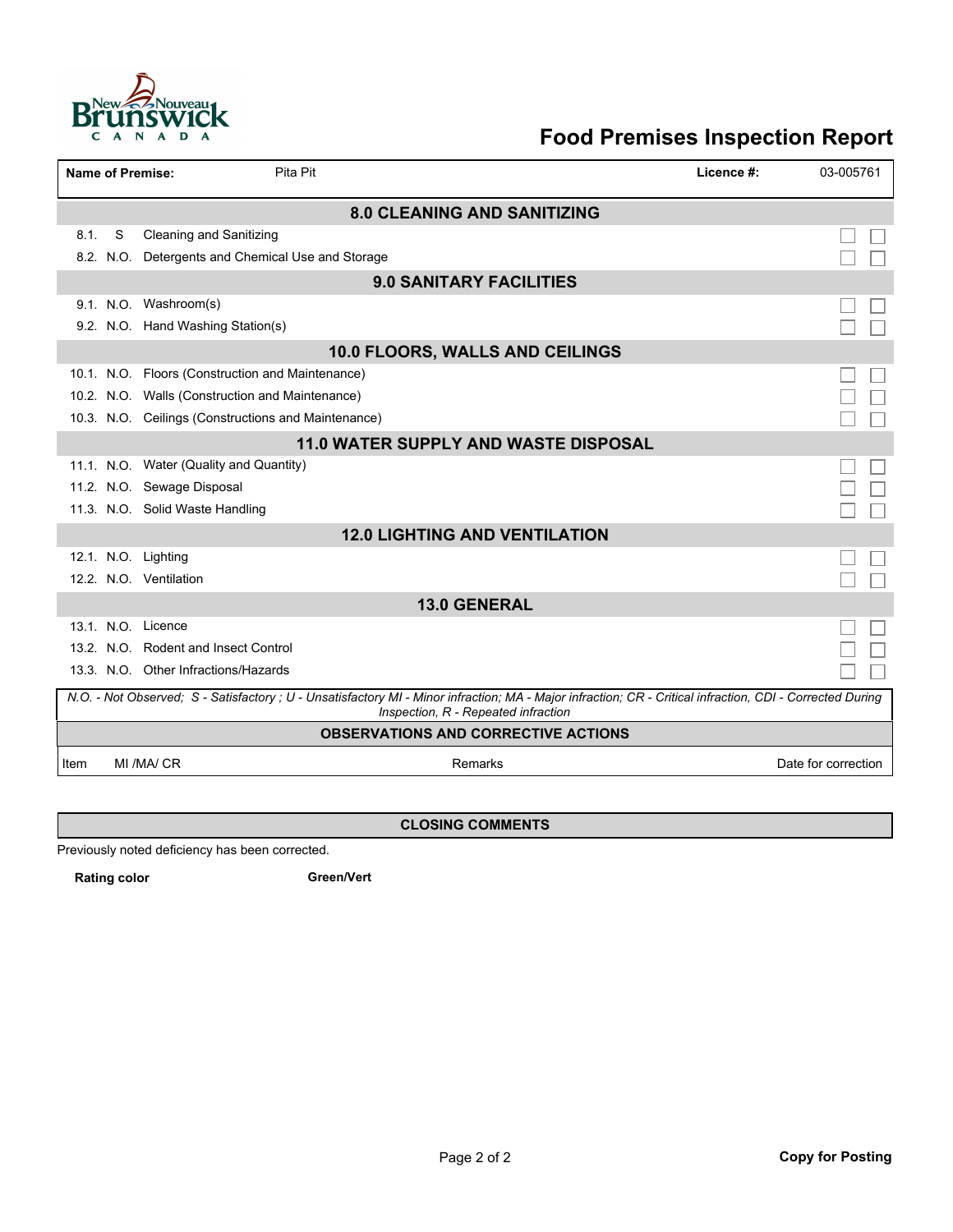# Food Premises Inspection Report

| **Name of Premise:** | Pita Pit | **Licence #:** | 03-005761 |
|---|---|---|---|

## 8.0 CLEANING AND SANITIZING

| | | | | |
|---|---|---|---|---|
| 8.1. | S | Cleaning and Sanitizing | ☐ | ☐ |
| 8.2. | N.O. | Detergents and Chemical Use and Storage | ☐ | ☐ |

## 9.0 SANITARY FACILITIES

| | | | | |
|---|---|---|---|---|
| 9.1. | N.O. | Washroom(s) | ☐ | ☐ |
| 9.2. | N.O. | Hand Washing Station(s) | ☐ | ☐ |

## 10.0 FLOORS, WALLS AND CEILINGS

| | | | | |
|---|---|---|---|---|
| 10.1. | N.O. | Floors (Construction and Maintenance) | ☐ | ☐ |
| 10.2. | N.O. | Walls (Construction and Maintenance) | ☐ | ☐ |
| 10.3. | N.O. | Ceilings (Constructions and Maintenance) | ☐ | ☐ |

## 11.0 WATER SUPPLY AND WASTE DISPOSAL

| | | | | |
|---|---|---|---|---|
| 11.1. | N.O. | Water (Quality and Quantity) | ☐ | ☐ |
| 11.2. | N.O. | Sewage Disposal | ☐ | ☐ |
| 11.3. | N.O. | Solid Waste Handling | ☐ | ☐ |

## 12.0 LIGHTING AND VENTILATION

| | | | | |
|---|---|---|---|---|
| 12.1. | N.O. | Lighting | ☐ | ☐ |
| 12.2. | N.O. | Ventilation | ☐ | ☐ |

## 13.0 GENERAL

| | | | | |
|---|---|---|---|---|
| 13.1. | N.O. | Licence | ☐ | ☐ |
| 13.2. | N.O. | Rodent and Insect Control | ☐ | ☐ |
| 13.3. | N.O. | Other Infractions/Hazards | ☐ | ☐ |

*N.O. - Not Observed; S - Satisfactory ; U - Unsatisfactory MI - Minor infraction; MA - Major infraction; CR - Critical infraction, CDI - Corrected During Inspection, R - Repeated infraction*

## OBSERVATIONS AND CORRECTIVE ACTIONS

| Item | MI /MA/ CR | Remarks | Date for correction |
|---|---|---|---|

## CLOSING COMMENTS

Previously noted deficiency has been corrected.

**Rating color** **Green/Vert**

**Copy for Posting**